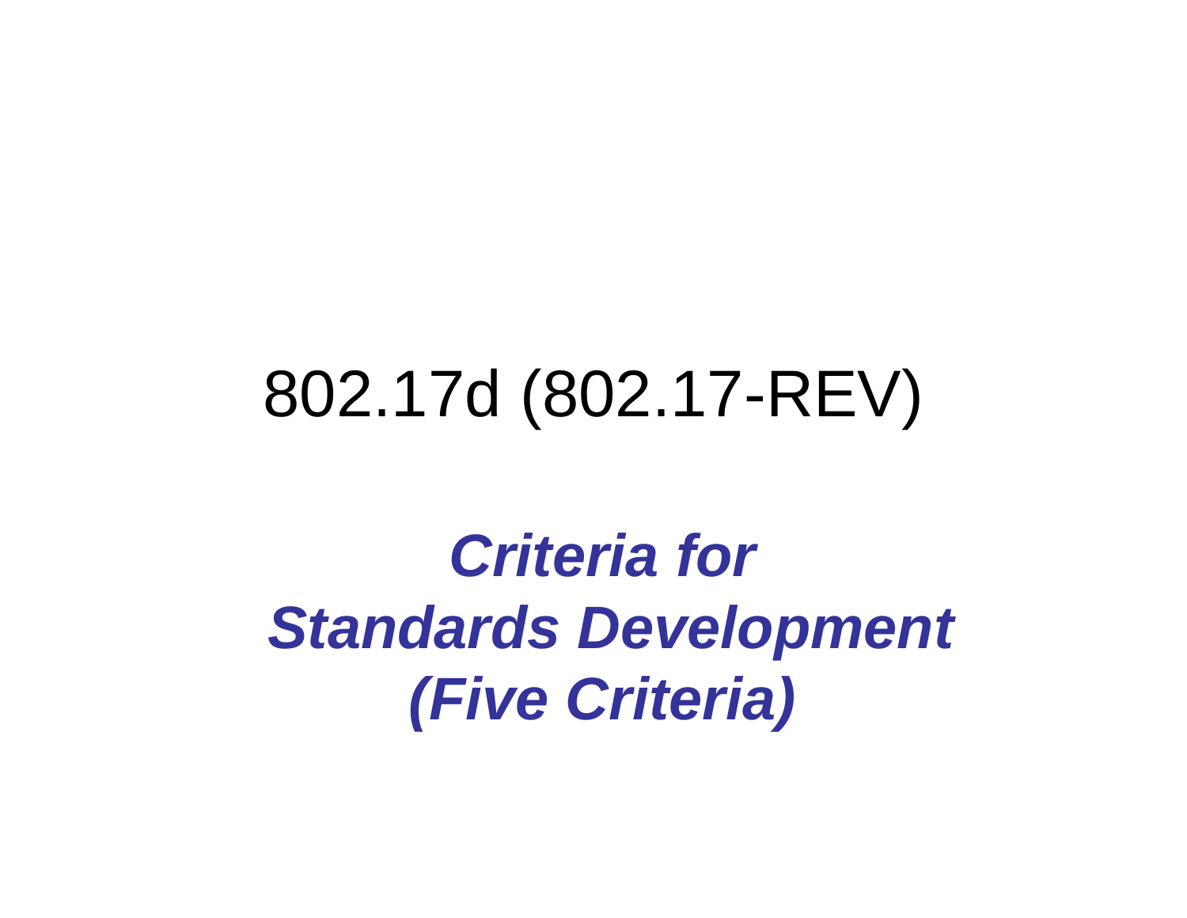# 802.17d (802.17-REV)

## ***Criteria for Standards Development (Five Criteria)***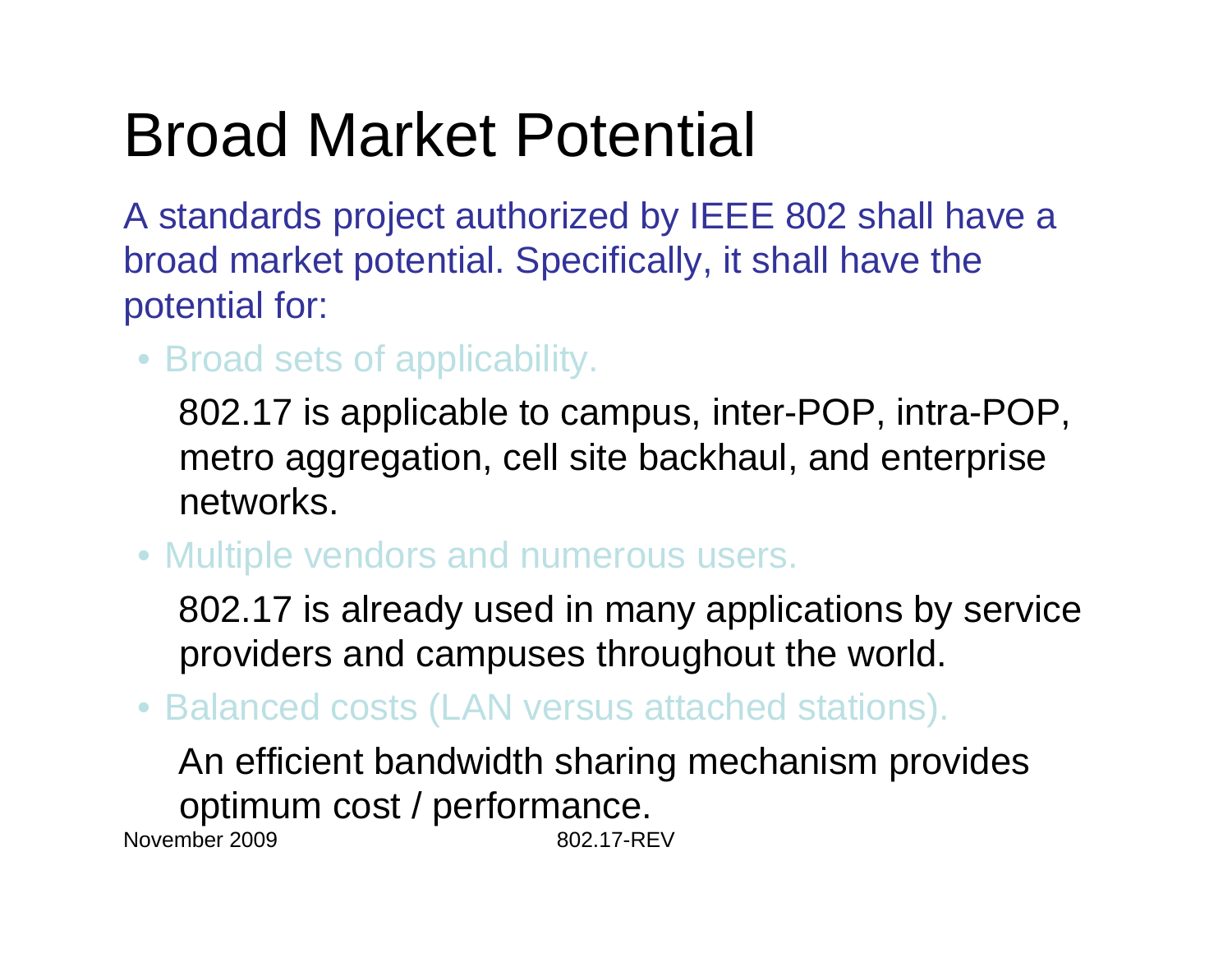# Broad Market Potential

A standards project authorized by IEEE 802 shall have a broad market potential. Specifically, it shall have the potential for:

- Broad sets of applicability.

  802.17 is applicable to campus, inter-POP, intra-POP, metro aggregation, cell site backhaul, and enterprise networks.

- Multiple vendors and numerous users.

  802.17 is already used in many applications by service providers and campuses throughout the world.

- Balanced costs (LAN versus attached stations).

  An efficient bandwidth sharing mechanism provides optimum cost / performance.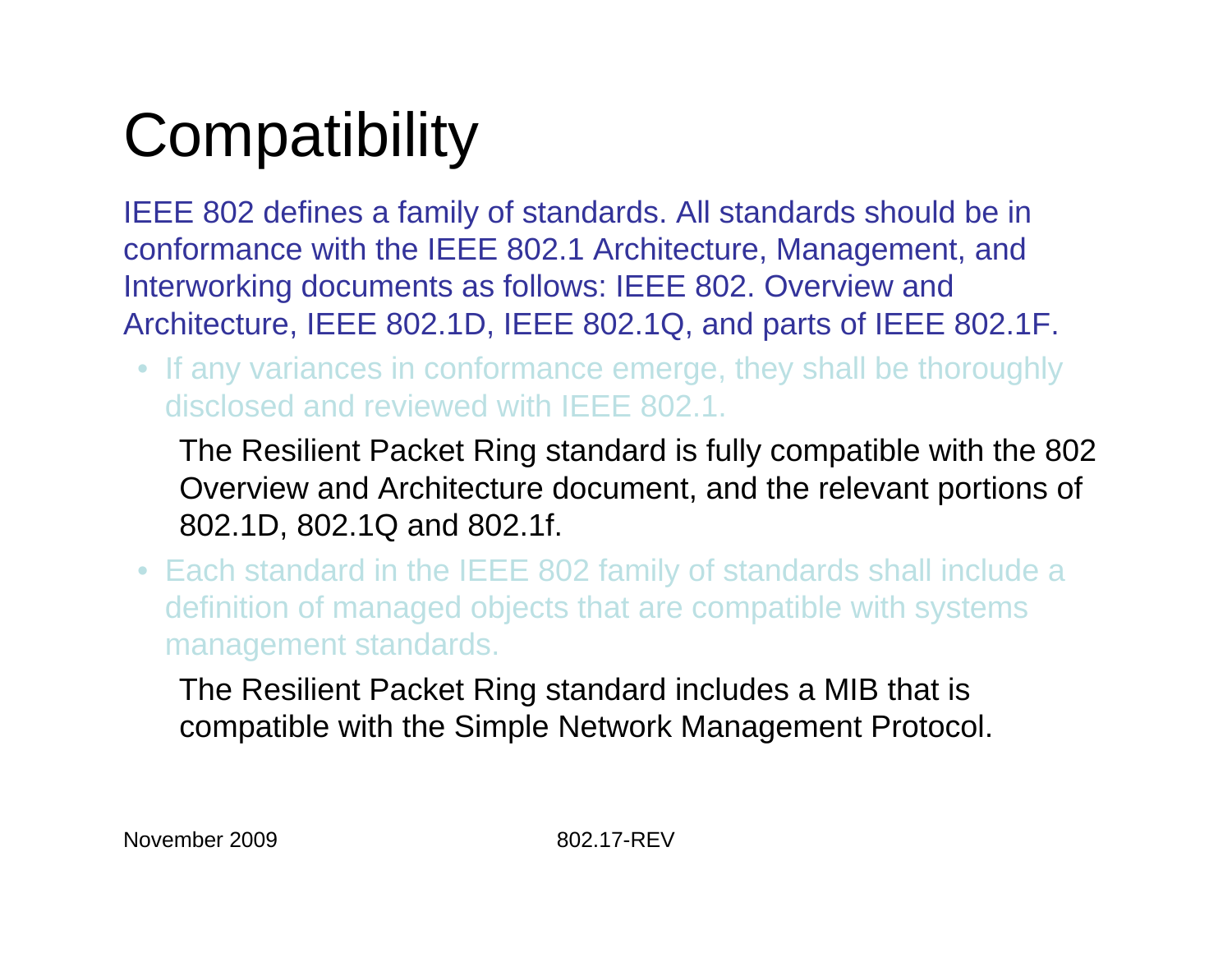# Compatibility

IEEE 802 defines a family of standards. All standards should be in conformance with the IEEE 802.1 Architecture, Management, and Interworking documents as follows: IEEE 802. Overview and Architecture, IEEE 802.1D, IEEE 802.1Q, and parts of IEEE 802.1F.

- If any variances in conformance emerge, they shall be thoroughly disclosed and reviewed with IEEE 802.1.

  The Resilient Packet Ring standard is fully compatible with the 802 Overview and Architecture document, and the relevant portions of 802.1D, 802.1Q and 802.1f.

- Each standard in the IEEE 802 family of standards shall include a definition of managed objects that are compatible with systems management standards.

  The Resilient Packet Ring standard includes a MIB that is compatible with the Simple Network Management Protocol.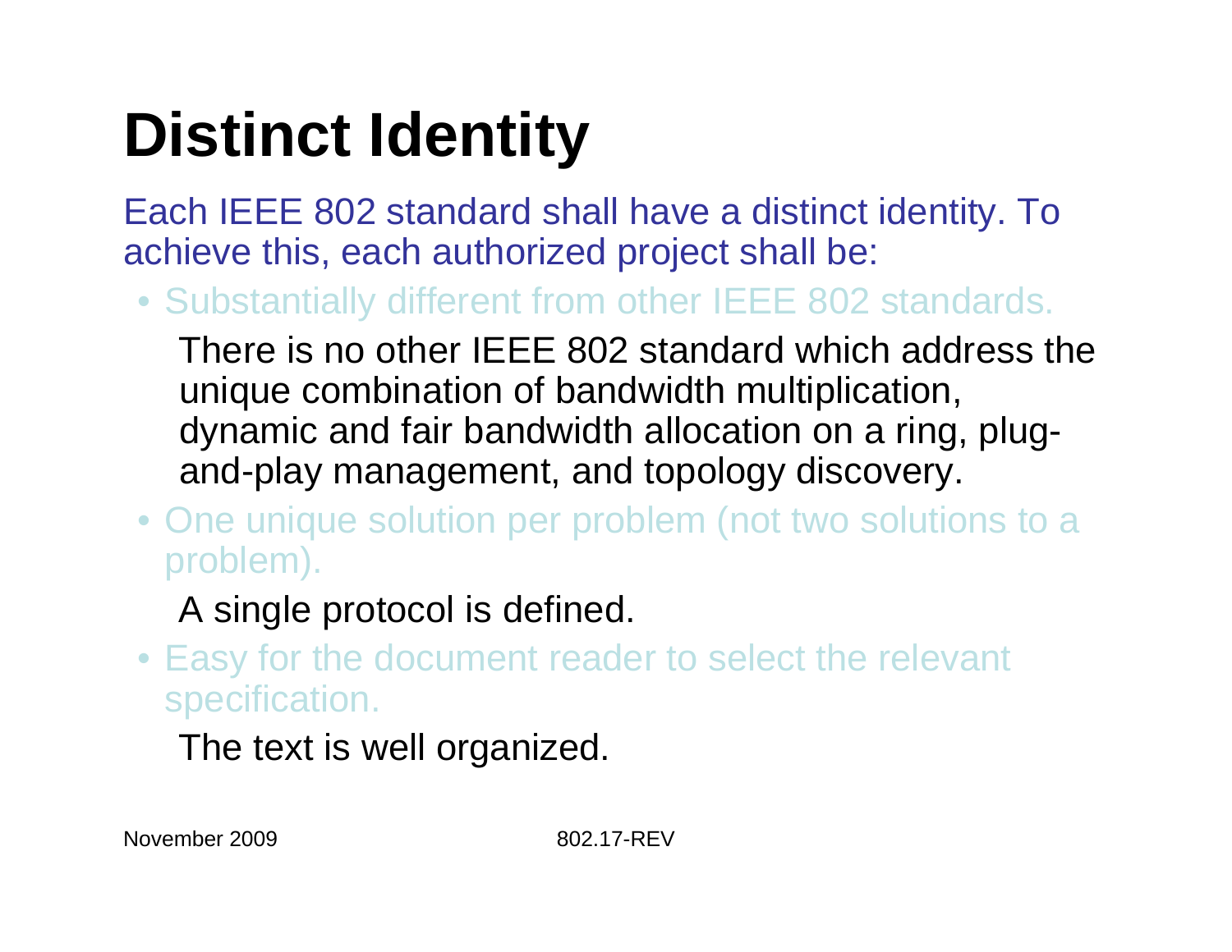# Distinct Identity

Each IEEE 802 standard shall have a distinct identity. To achieve this, each authorized project shall be:

- Substantially different from other IEEE 802 standards.

  There is no other IEEE 802 standard which address the unique combination of bandwidth multiplication, dynamic and fair bandwidth allocation on a ring, plug-and-play management, and topology discovery.

- One unique solution per problem (not two solutions to a problem).

  A single protocol is defined.

- Easy for the document reader to select the relevant specification.

  The text is well organized.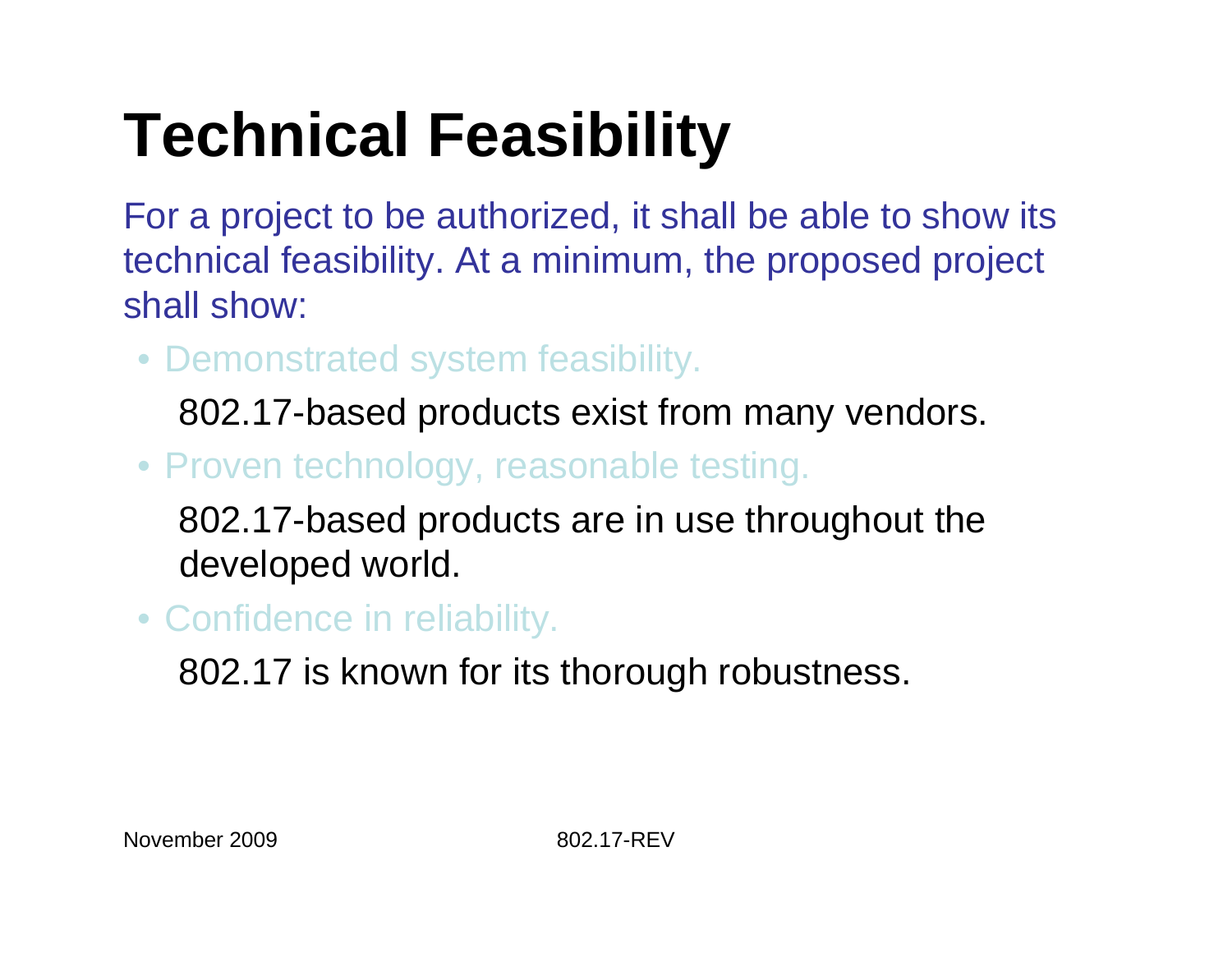# Technical Feasibility

For a project to be authorized, it shall be able to show its technical feasibility. At a minimum, the proposed project shall show:

- Demonstrated system feasibility.

  802.17-based products exist from many vendors.

- Proven technology, reasonable testing.

  802.17-based products are in use throughout the developed world.

- Confidence in reliability.

  802.17 is known for its thorough robustness.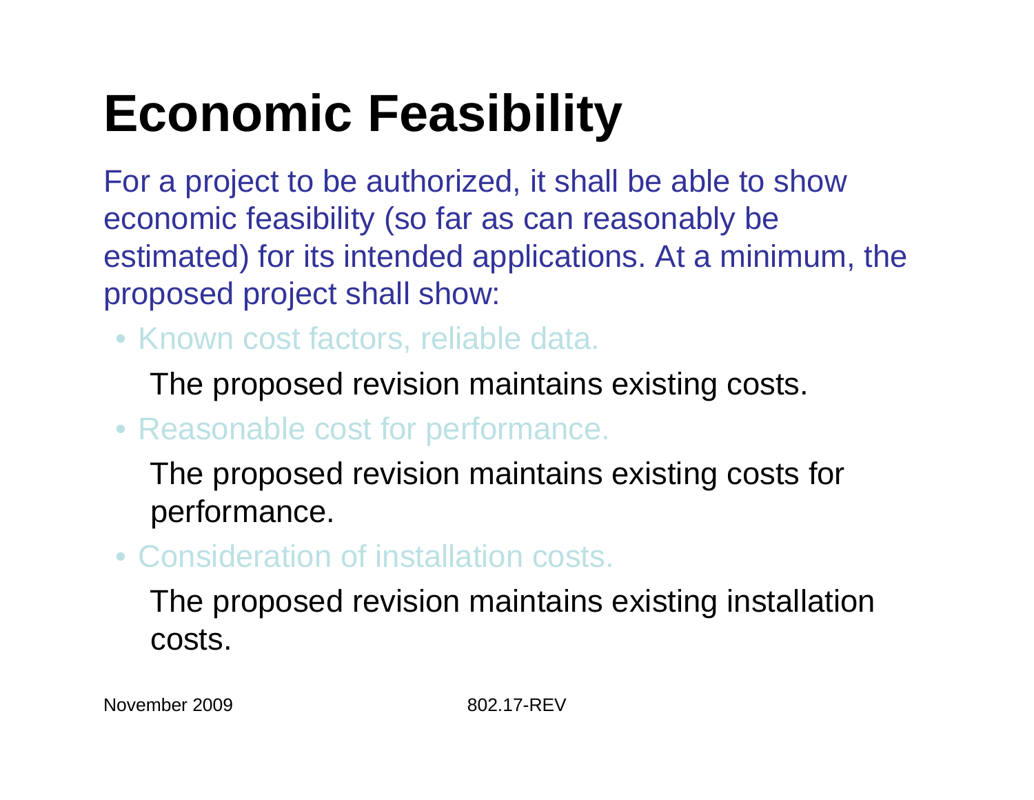# Economic Feasibility

For a project to be authorized, it shall be able to show economic feasibility (so far as can reasonably be estimated) for its intended applications. At a minimum, the proposed project shall show:

- Known cost factors, reliable data.

  The proposed revision maintains existing costs.

- Reasonable cost for performance.

  The proposed revision maintains existing costs for performance.

- Consideration of installation costs.

  The proposed revision maintains existing installation costs.